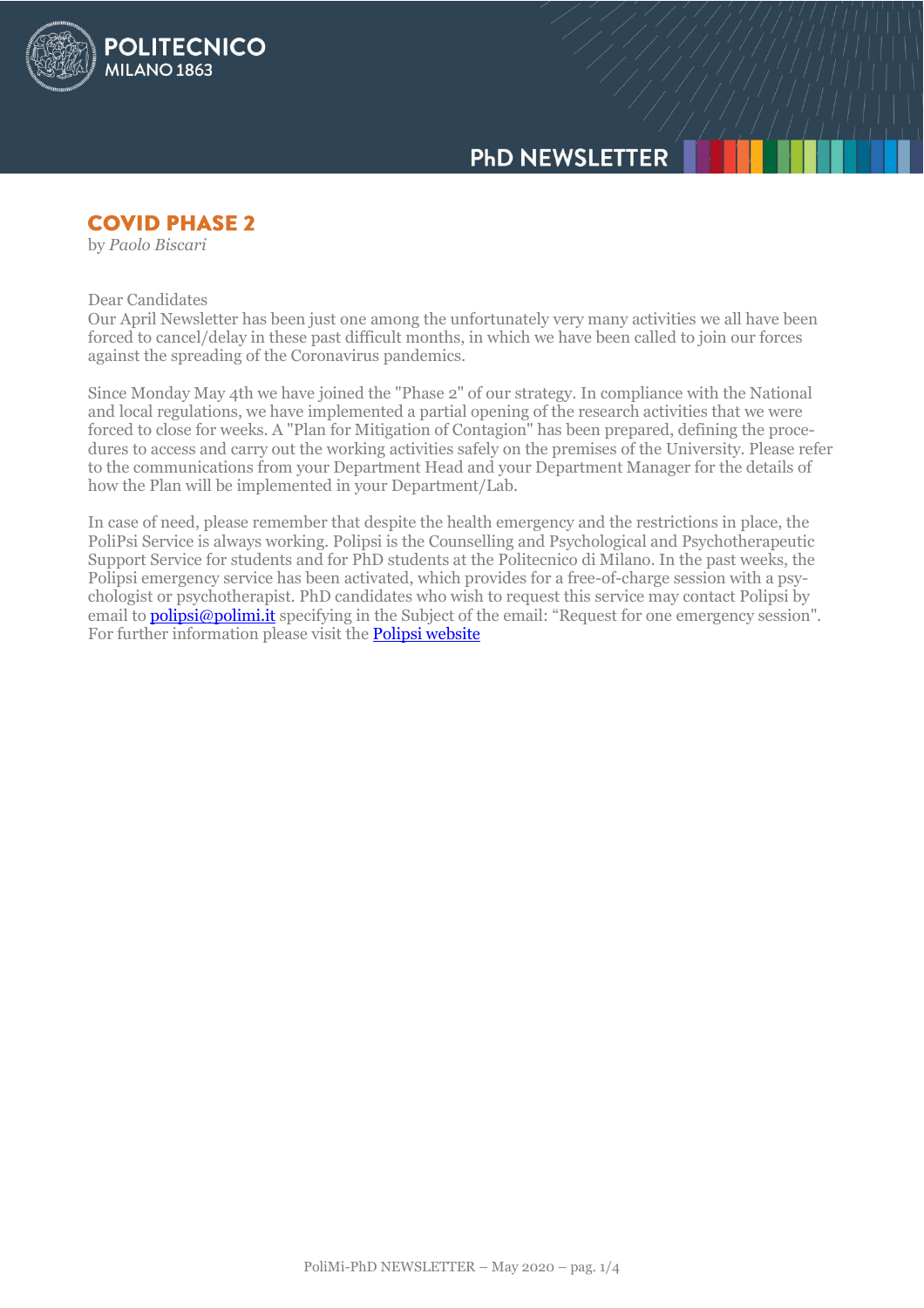## COVID PHASE 2

by *Paolo Biscari*

Dear Candidates

Our April Newsletter has been just one among the unfortunately very many activities we all have been forced to cancel/delay in these past difficult months, in which we have been called to join our forces against the spreading of the Coronavirus pandemics.

Since Monday May 4th we have joined the "Phase 2" of our strategy. In compliance with the National and local regulations, we have implemented a partial opening of the research activities that we were forced to close for weeks. A "Plan for Mitigation of Contagion" has been prepared, defining the procedures to access and carry out the working activities safely on the premises of the University. Please refer to the communications from your Department Head and your Department Manager for the details of how the Plan will be implemented in your Department/Lab.

In case of need, please remember that despite the health emergency and the restrictions in place, the PoliPsi Service is always working. Polipsi is the Counselling and Psychological and Psychotherapeutic Support Service for students and for PhD students at the Politecnico di Milano. In the past weeks, the Polipsi emergency service has been activated, which provides for a free-of-charge session with a psychologist or psychotherapist. PhD candidates who wish to request this service may contact Polipsi by email to polipsi@polimi.it specifying in the Subject of the email: “Request for one emergency session". For further information please visit the Polipsi website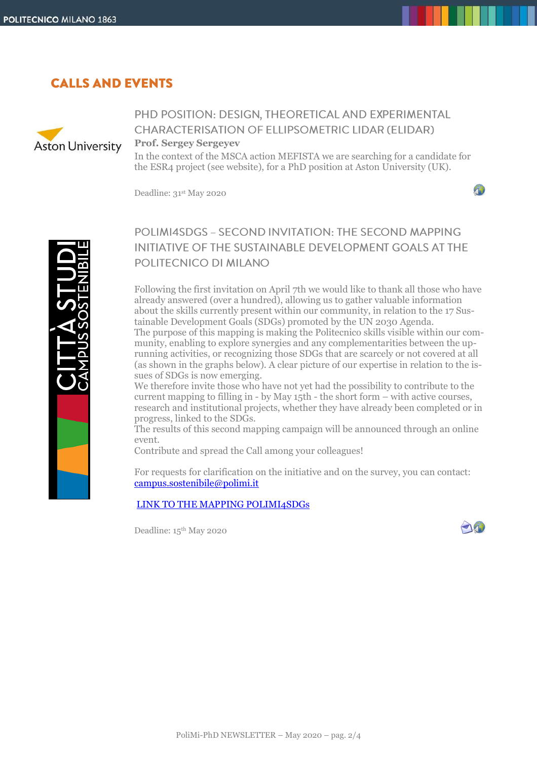## CALLS AND EVENTS

### PHD POSITION: DESIGN, THEORETICAL AND EXPERIMENTAL CHARACTERISATION OF ELLIPSOMETRIC LIDAR (ELIDAR)

**Prof. Sergey Sergeyev**

In the context of the MSCA action MEFISTA we are searching for a candidate for the ESR4 project (see website), for a PhD position at Aston University (UK).

Deadline: 31st May 2020

### POLIMI4SDGS – SECOND INVITATION: THE SECOND MAPPING INITIATIVE OF THE SUSTAINABLE DEVELOPMENT GOALS AT THE POLITECNICO DI MILANO

Following the first invitation on April 7th we would like to thank all those who have already answered (over a hundred), allowing us to gather valuable information about the skills currently present within our community, in relation to the 17 Sustainable Development Goals (SDGs) promoted by the UN 2030 Agenda.

The purpose of this mapping is making the Politecnico skills visible within our community, enabling to explore synergies and any complementarities between the up-running activities, or recognizing those SDGs that are scarcely or not covered at all (as shown in the graphs below). A clear picture of our expertise in relation to the issues of SDGs is now emerging.

We therefore invite those who have not yet had the possibility to contribute to the current mapping to filling in - by May 15th - the short form – with active courses, research and institutional projects, whether they have already been completed or in progress, linked to the SDGs.

The results of this second mapping campaign will be announced through an online event.

Contribute and spread the Call among your colleagues!

For requests for clarification on the initiative and on the survey, you can contact: campus.sostenibile@polimi.it

LINK TO THE MAPPING POLIMI4SDGs

Deadline: 15th May 2020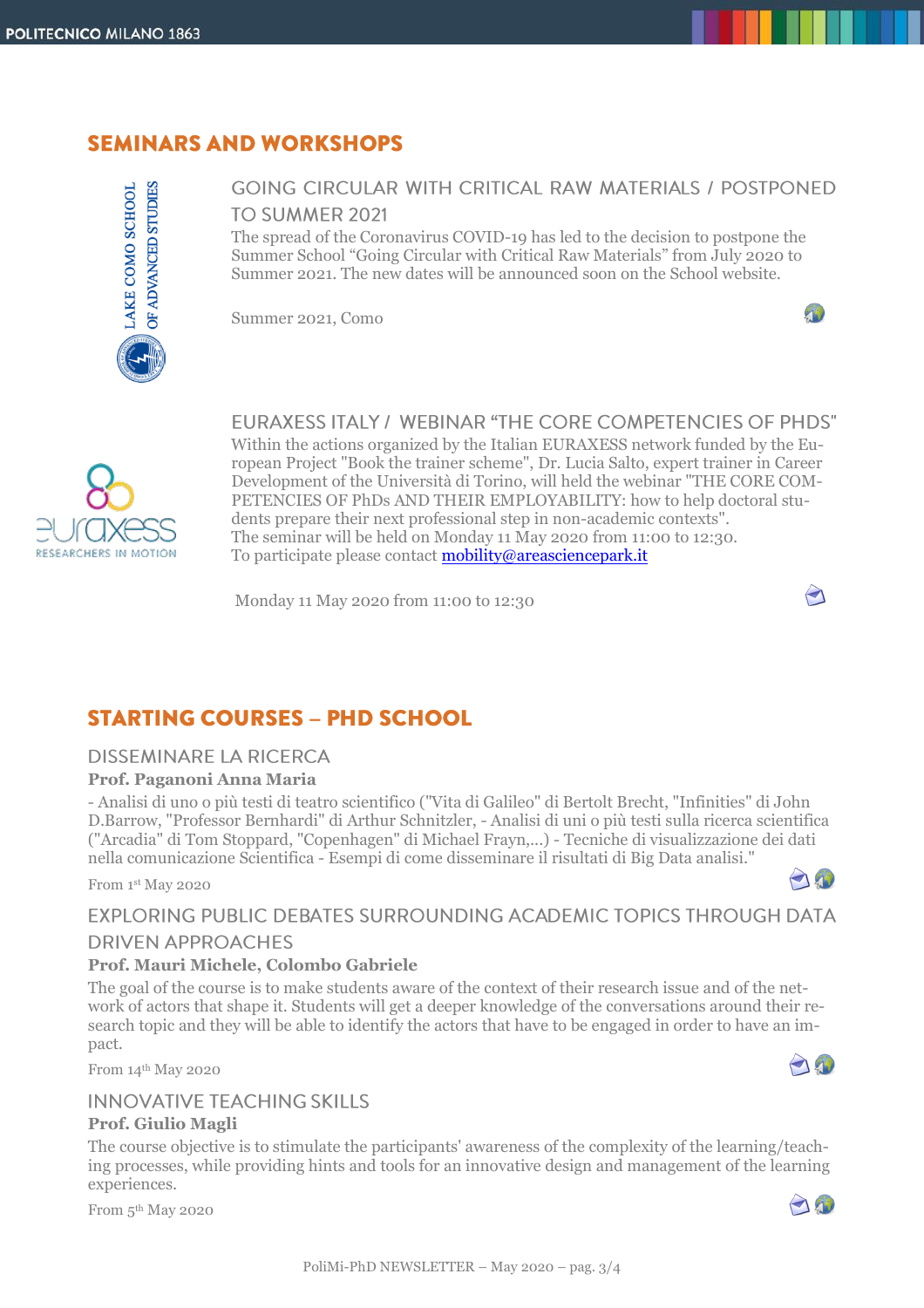## SEMINARS AND WORKSHOPS

### GOING CIRCULAR WITH CRITICAL RAW MATERIALS / POSTPONED TO SUMMER 2021

The spread of the Coronavirus COVID-19 has led to the decision to postpone the Summer School "Going Circular with Critical Raw Materials" from July 2020 to Summer 2021. The new dates will be announced soon on the School website.

Summer 2021, Como

### EURAXESS ITALY / WEBINAR "THE CORE COMPETENCIES OF PHDS"

Within the actions organized by the Italian EURAXESS network funded by the European Project "Book the trainer scheme", Dr. Lucia Salto, expert trainer in Career Development of the Università di Torino, will held the webinar "THE CORE COMPETENCIES OF PhDs AND THEIR EMPLOYABILITY: how to help doctoral students prepare their next professional step in non-academic contexts".
The seminar will be held on Monday 11 May 2020 from 11:00 to 12:30.
To participate please contact mobility@areasciencepark.it

Monday 11 May 2020 from 11:00 to 12:30

## STARTING COURSES – PHD SCHOOL

### DISSEMINARE LA RICERCA

**Prof. Paganoni Anna Maria**

- Analisi di uno o più testi di teatro scientifico ("Vita di Galileo" di Bertolt Brecht, "Infinities" di John D.Barrow, "Professor Bernhardi" di Arthur Schnitzler, - Analisi di uni o più testi sulla ricerca scientifica ("Arcadia" di Tom Stoppard, "Copenhagen" di Michael Frayn,...) - Tecniche di visualizzazione dei dati nella comunicazione Scientifica - Esempi di come disseminare il risultati di Big Data analisi."

From 1st May 2020

### EXPLORING PUBLIC DEBATES SURROUNDING ACADEMIC TOPICS THROUGH DATA DRIVEN APPROACHES

**Prof. Mauri Michele, Colombo Gabriele**

The goal of the course is to make students aware of the context of their research issue and of the network of actors that shape it. Students will get a deeper knowledge of the conversations around their research topic and they will be able to identify the actors that have to be engaged in order to have an impact.

From 14th May 2020

### INNOVATIVE TEACHING SKILLS

**Prof. Giulio Magli**

The course objective is to stimulate the participants' awareness of the complexity of the learning/teaching processes, while providing hints and tools for an innovative design and management of the learning experiences.

From 5th May 2020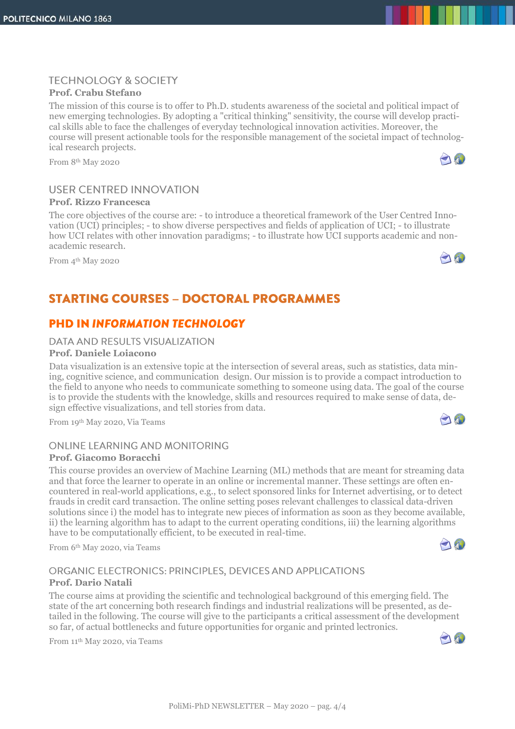### TECHNOLOGY & SOCIETY

**Prof. Crabu Stefano**

The mission of this course is to offer to Ph.D. students awareness of the societal and political impact of new emerging technologies. By adopting a "critical thinking" sensitivity, the course will develop practical skills able to face the challenges of everyday technological innovation activities. Moreover, the course will present actionable tools for the responsible management of the societal impact of technological research projects.

From 8th May 2020

### USER CENTRED INNOVATION

**Prof. Rizzo Francesca**

The core objectives of the course are: - to introduce a theoretical framework of the User Centred Innovation (UCI) principles; - to show diverse perspectives and fields of application of UCI; - to illustrate how UCI relates with other innovation paradigms; - to illustrate how UCI supports academic and non-academic research.

From 4th May 2020

# STARTING COURSES – DOCTORAL PROGRAMMES

## PHD IN *INFORMATION TECHNOLOGY*

### DATA AND RESULTS VISUALIZATION

**Prof. Daniele Loiacono**

Data visualization is an extensive topic at the intersection of several areas, such as statistics, data mining, cognitive science, and communication design. Our mission is to provide a compact introduction to the field to anyone who needs to communicate something to someone using data. The goal of the course is to provide the students with the knowledge, skills and resources required to make sense of data, design effective visualizations, and tell stories from data.

From 19th May 2020, Via Teams

### ONLINE LEARNING AND MONITORING

**Prof. Giacomo Boracchi**

This course provides an overview of Machine Learning (ML) methods that are meant for streaming data and that force the learner to operate in an online or incremental manner. These settings are often encountered in real-world applications, e.g., to select sponsored links for Internet advertising, or to detect frauds in credit card transaction. The online setting poses relevant challenges to classical data-driven solutions since i) the model has to integrate new pieces of information as soon as they become available, ii) the learning algorithm has to adapt to the current operating conditions, iii) the learning algorithms have to be computationally efficient, to be executed in real-time.

From 6th May 2020, via Teams

### ORGANIC ELECTRONICS: PRINCIPLES, DEVICES AND APPLICATIONS

**Prof. Dario Natali**

The course aims at providing the scientific and technological background of this emerging field. The state of the art concerning both research findings and industrial realizations will be presented, as detailed in the following. The course will give to the participants a critical assessment of the development so far, of actual bottlenecks and future opportunities for organic and printed lectronics.

From 11th May 2020, via Teams